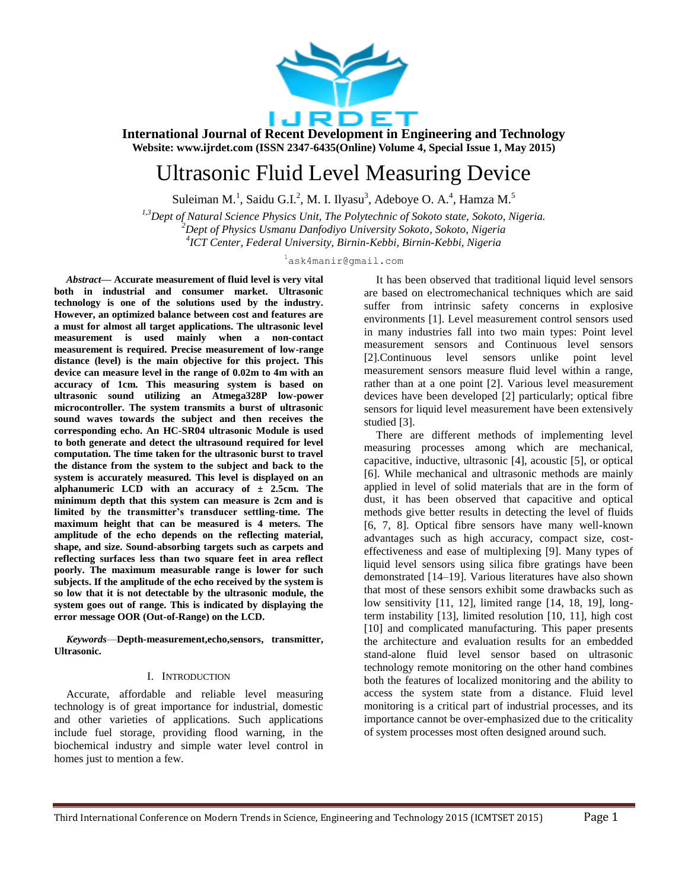International Journal of Recent Development in Engineering and Technology
Website: www.ijrdet.com (ISSN 2347-6435(Online) Volume 4, Special Issue 1, May 2015)

# Ultrasonic Fluid Level Measuring Device

Suleiman M.[1], Saidu G.I.[2], M. I. Ilyasu[3], Adeboye O. A.[4], Hamza M.[5]

[1,3]*Dept of Natural Science Physics Unit, The Polytechnic of Sokoto state, Sokoto, Nigeria.*
[2]*Dept of Physics Usmanu Danfodiyo University Sokoto, Sokoto, Nigeria*
[4]*ICT Center, Federal University, Birnin-Kebbi, Birnin-Kebbi, Nigeria*

[1]ask4manir@gmail.com

***Abstract*— Accurate measurement of fluid level is very vital both in industrial and consumer market. Ultrasonic technology is one of the solutions used by the industry. However, an optimized balance between cost and features are a must for almost all target applications. The ultrasonic level measurement is used mainly when a non-contact measurement is required. Precise measurement of low-range distance (level) is the main objective for this project. This device can measure level in the range of 0.02m to 4m with an accuracy of 1cm. This measuring system is based on ultrasonic sound utilizing an Atmega328P low-power microcontroller. The system transmits a burst of ultrasonic sound waves towards the subject and then receives the corresponding echo. An HC-SR04 ultrasonic Module is used to both generate and detect the ultrasound required for level computation. The time taken for the ultrasonic burst to travel the distance from the system to the subject and back to the system is accurately measured. This level is displayed on an alphanumeric LCD with an accuracy of ± 2.5cm. The minimum depth that this system can measure is 2cm and is limited by the transmitter's transducer settling-time. The maximum height that can be measured is 4 meters. The amplitude of the echo depends on the reflecting material, shape, and size. Sound-absorbing targets such as carpets and reflecting surfaces less than two square feet in area reflect poorly. The maximum measurable range is lower for such subjects. If the amplitude of the echo received by the system is so low that it is not detectable by the ultrasonic module, the system goes out of range. This is indicated by displaying the error message OOR (Out-of-Range) on the LCD.**

***Keywords*—Depth-measurement,echo,sensors, transmitter, Ultrasonic.**

## I. Introduction

Accurate, affordable and reliable level measuring technology is of great importance for industrial, domestic and other varieties of applications. Such applications include fuel storage, providing flood warning, in the biochemical industry and simple water level control in homes just to mention a few.

It has been observed that traditional liquid level sensors are based on electromechanical techniques which are said suffer from intrinsic safety concerns in explosive environments [1]. Level measurement control sensors used in many industries fall into two main types: Point level measurement sensors and Continuous level sensors [2].Continuous level sensors unlike point level measurement sensors measure fluid level within a range, rather than at a one point [2]. Various level measurement devices have been developed [2] particularly; optical fibre sensors for liquid level measurement have been extensively studied [3].

There are different methods of implementing level measuring processes among which are mechanical, capacitive, inductive, ultrasonic [4], acoustic [5], or optical [6]. While mechanical and ultrasonic methods are mainly applied in level of solid materials that are in the form of dust, it has been observed that capacitive and optical methods give better results in detecting the level of fluids [6, 7, 8]. Optical fibre sensors have many well-known advantages such as high accuracy, compact size, cost-effectiveness and ease of multiplexing [9]. Many types of liquid level sensors using silica fibre gratings have been demonstrated [14–19]. Various literatures have also shown that most of these sensors exhibit some drawbacks such as low sensitivity [11, 12], limited range [14, 18, 19], long-term instability [13], limited resolution [10, 11], high cost [10] and complicated manufacturing. This paper presents the architecture and evaluation results for an embedded stand-alone fluid level sensor based on ultrasonic technology remote monitoring on the other hand combines both the features of localized monitoring and the ability to access the system state from a distance. Fluid level monitoring is a critical part of industrial processes, and its importance cannot be over-emphasized due to the criticality of system processes most often designed around such.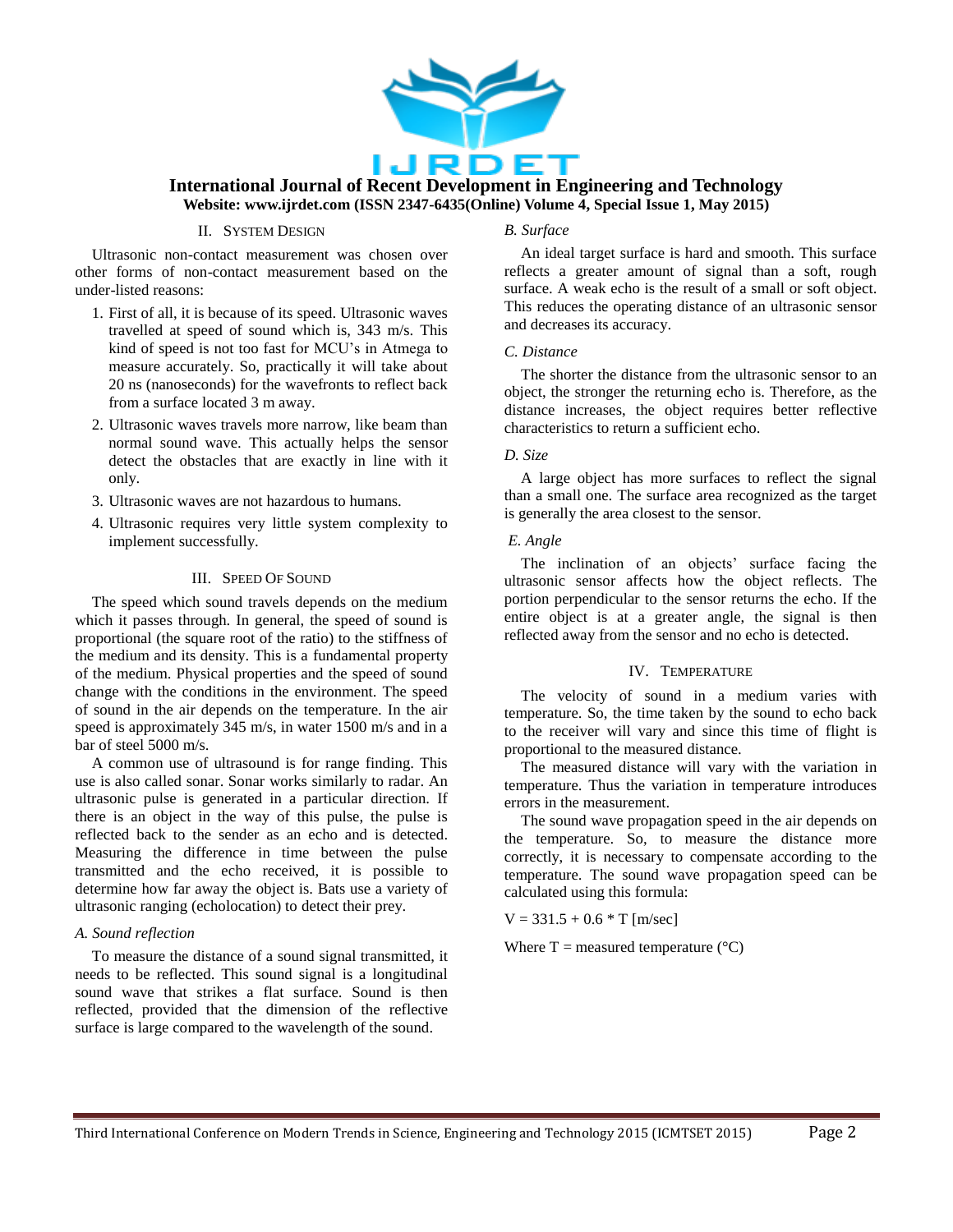## II. System Design

Ultrasonic non-contact measurement was chosen over other forms of non-contact measurement based on the under-listed reasons:

1. First of all, it is because of its speed. Ultrasonic waves travelled at speed of sound which is, 343 m/s. This kind of speed is not too fast for MCU's in Atmega to measure accurately. So, practically it will take about 20 ns (nanoseconds) for the wavefronts to reflect back from a surface located 3 m away.
2. Ultrasonic waves travels more narrow, like beam than normal sound wave. This actually helps the sensor detect the obstacles that are exactly in line with it only.
3. Ultrasonic waves are not hazardous to humans.
4. Ultrasonic requires very little system complexity to implement successfully.

## III. Speed Of Sound

The speed which sound travels depends on the medium which it passes through. In general, the speed of sound is proportional (the square root of the ratio) to the stiffness of the medium and its density. This is a fundamental property of the medium. Physical properties and the speed of sound change with the conditions in the environment. The speed of sound in the air depends on the temperature. In the air speed is approximately 345 m/s, in water 1500 m/s and in a bar of steel 5000 m/s.

A common use of ultrasound is for range finding. This use is also called sonar. Sonar works similarly to radar. An ultrasonic pulse is generated in a particular direction. If there is an object in the way of this pulse, the pulse is reflected back to the sender as an echo and is detected. Measuring the difference in time between the pulse transmitted and the echo received, it is possible to determine how far away the object is. Bats use a variety of ultrasonic ranging (echolocation) to detect their prey.

### *A. Sound reflection*

To measure the distance of a sound signal transmitted, it needs to be reflected. This sound signal is a longitudinal sound wave that strikes a flat surface. Sound is then reflected, provided that the dimension of the reflective surface is large compared to the wavelength of the sound.

### *B. Surface*

An ideal target surface is hard and smooth. This surface reflects a greater amount of signal than a soft, rough surface. A weak echo is the result of a small or soft object. This reduces the operating distance of an ultrasonic sensor and decreases its accuracy.

### *C. Distance*

The shorter the distance from the ultrasonic sensor to an object, the stronger the returning echo is. Therefore, as the distance increases, the object requires better reflective characteristics to return a sufficient echo.

### *D. Size*

A large object has more surfaces to reflect the signal than a small one. The surface area recognized as the target is generally the area closest to the sensor.

### *E. Angle*

The inclination of an objects' surface facing the ultrasonic sensor affects how the object reflects. The portion perpendicular to the sensor returns the echo. If the entire object is at a greater angle, the signal is then reflected away from the sensor and no echo is detected.

## IV. Temperature

The velocity of sound in a medium varies with temperature. So, the time taken by the sound to echo back to the receiver will vary and since this time of flight is proportional to the measured distance.

The measured distance will vary with the variation in temperature. Thus the variation in temperature introduces errors in the measurement.

The sound wave propagation speed in the air depends on the temperature. So, to measure the distance more correctly, it is necessary to compensate according to the temperature. The sound wave propagation speed can be calculated using this formula:

$$V = 331.5 + 0.6 * T \text{ [m/sec]}$$

Where T = measured temperature (°C)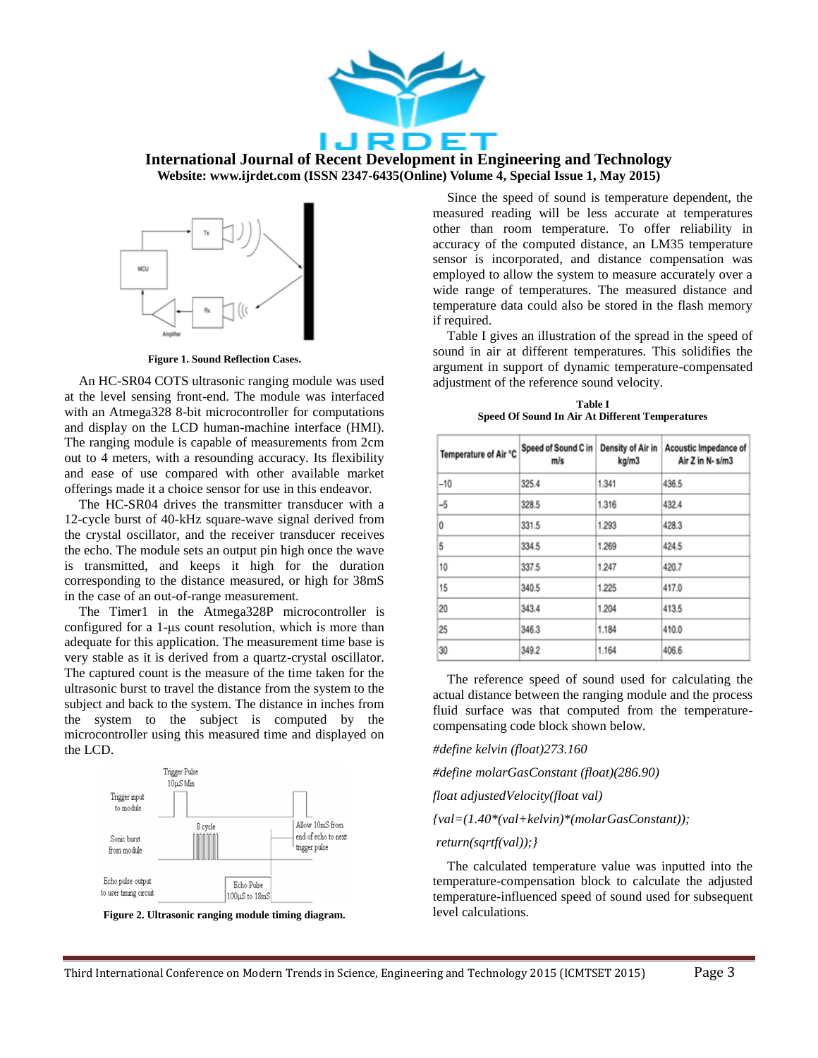Tx

MCU

Rx

Amplifier

**Figure 1. Sound Reflection Cases.**

An HC-SR04 COTS ultrasonic ranging module was used at the level sensing front-end. The module was interfaced with an Atmega328 8-bit microcontroller for computations and display on the LCD human-machine interface (HMI). The ranging module is capable of measurements from 2cm out to 4 meters, with a resounding accuracy. Its flexibility and ease of use compared with other available market offerings made it a choice sensor for use in this endeavor.

The HC-SR04 drives the transmitter transducer with a 12-cycle burst of 40-kHz square-wave signal derived from the crystal oscillator, and the receiver transducer receives the echo. The module sets an output pin high once the wave is transmitted, and keeps it high for the duration corresponding to the distance measured, or high for 38mS in the case of an out-of-range measurement.

The Timer1 in the Atmega328P microcontroller is configured for a 1-µs count resolution, which is more than adequate for this application. The measurement time base is very stable as it is derived from a quartz-crystal oscillator. The captured count is the measure of the time taken for the ultrasonic burst to travel the distance from the system to the subject and back to the system. The distance in inches from the system to the subject is computed by the microcontroller using this measured time and displayed on the LCD.

Trigger Pulse
10µS Min

Trigger input to module

8 cycle

Sonic burst from module

Allow 10mS from end of echo to next trigger pulse

Echo pulse output to user timing circuit

Echo Pulse
100µS to 18mS

**Figure 2. Ultrasonic ranging module timing diagram.**

Since the speed of sound is temperature dependent, the measured reading will be less accurate at temperatures other than room temperature. To offer reliability in accuracy of the computed distance, an LM35 temperature sensor is incorporated, and distance compensation was employed to allow the system to measure accurately over a wide range of temperatures. The measured distance and temperature data could also be stored in the flash memory if required.

Table I gives an illustration of the spread in the speed of sound in air at different temperatures. This solidifies the argument in support of dynamic temperature-compensated adjustment of the reference sound velocity.

**Table I**
**Speed Of Sound In Air At Different Temperatures**

| Temperature of Air °C | Speed of Sound C in m/s | Density of Air in kg/m3 | Acoustic Impedance of Air Z in N- s/m3 |
|---|---|---|---|
| −10 | 325.4 | 1.341 | 436.5 |
| −5 | 328.5 | 1.316 | 432.4 |
| 0 | 331.5 | 1.293 | 428.3 |
| 5 | 334.5 | 1.269 | 424.5 |
| 10 | 337.5 | 1.247 | 420.7 |
| 15 | 340.5 | 1.225 | 417.0 |
| 20 | 343.4 | 1.204 | 413.5 |
| 25 | 346.3 | 1.184 | 410.0 |
| 30 | 349.2 | 1.164 | 406.6 |

The reference speed of sound used for calculating the actual distance between the ranging module and the process fluid surface was that computed from the temperature-compensating code block shown below.

```
#define kelvin (float)273.160
#define molarGasConstant (float)(286.90)
float adjustedVelocity(float val)
{val=(1.40*(val+kelvin)*(molarGasConstant));
 return(sqrtf(val));}
```

The calculated temperature value was inputted into the temperature-compensation block to calculate the adjusted temperature-influenced speed of sound used for subsequent level calculations.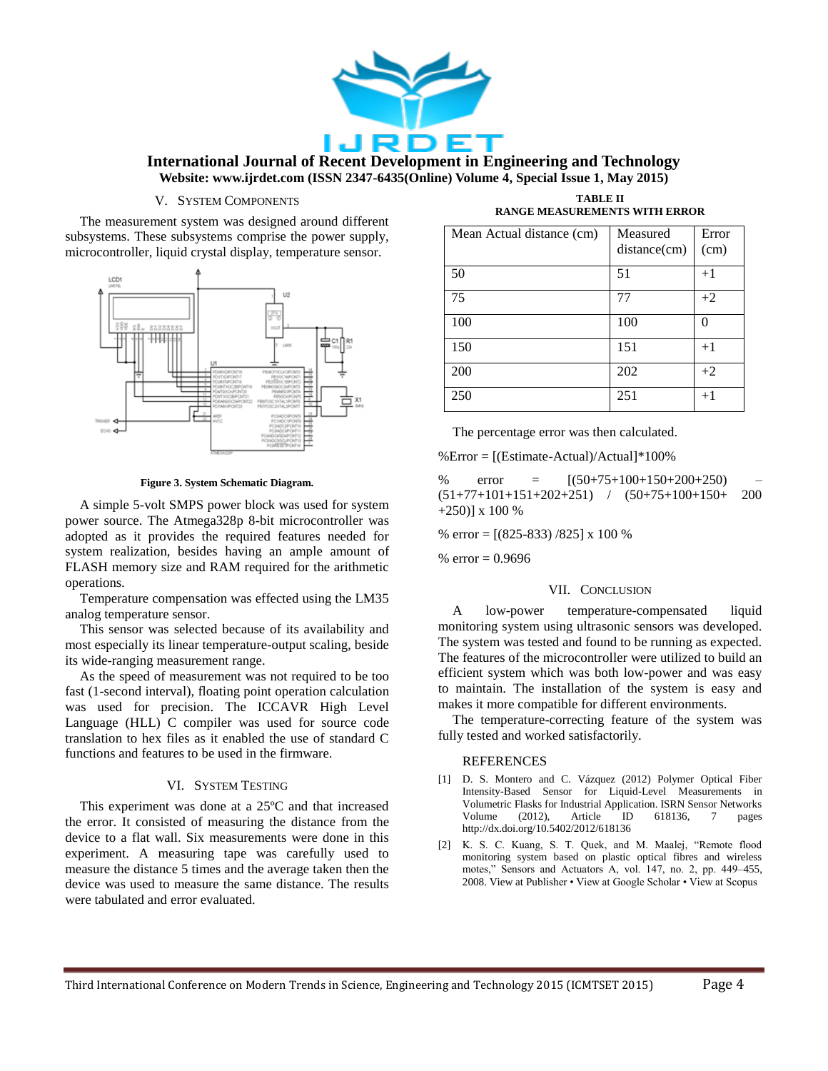## V. System Components

The measurement system was designed around different subsystems. These subsystems comprise the power supply, microcontroller, liquid crystal display, temperature sensor.

**Figure 3. System Schematic Diagram.**

A simple 5-volt SMPS power block was used for system power source. The Atmega328p 8-bit microcontroller was adopted as it provides the required features needed for system realization, besides having an ample amount of FLASH memory size and RAM required for the arithmetic operations.

Temperature compensation was effected using the LM35 analog temperature sensor.

This sensor was selected because of its availability and most especially its linear temperature-output scaling, beside its wide-ranging measurement range.

As the speed of measurement was not required to be too fast (1-second interval), floating point operation calculation was used for precision. The ICCAVR High Level Language (HLL) C compiler was used for source code translation to hex files as it enabled the use of standard C functions and features to be used in the firmware.

## VI. System Testing

This experiment was done at a 25ºC and that increased the error. It consisted of measuring the distance from the device to a flat wall. Six measurements were done in this experiment. A measuring tape was carefully used to measure the distance 5 times and the average taken then the device was used to measure the same distance. The results were tabulated and error evaluated.

**TABLE II**
**RANGE MEASUREMENTS WITH ERROR**

| Mean Actual distance (cm) | Measured distance(cm) | Error (cm) |
|---|---|---|
| 50 | 51 | +1 |
| 75 | 77 | +2 |
| 100 | 100 | 0 |
| 150 | 151 | +1 |
| 200 | 202 | +2 |
| 250 | 251 | +1 |

The percentage error was then calculated.

%Error = [(Estimate-Actual)/Actual]*100%

% error = [(50+75+100+150+200+250) – (51+77+101+151+202+251) / (50+75+100+150+ 200 +250)] x 100 %

% error = [(825-833) /825] x 100 %

% error = 0.9696

## VII. Conclusion

A low-power temperature-compensated liquid monitoring system using ultrasonic sensors was developed. The system was tested and found to be running as expected. The features of the microcontroller were utilized to build an efficient system which was both low-power and was easy to maintain. The installation of the system is easy and makes it more compatible for different environments.

The temperature-correcting feature of the system was fully tested and worked satisfactorily.

## References

[1] D. S. Montero and C. Vázquez (2012) Polymer Optical Fiber Intensity-Based Sensor for Liquid-Level Measurements in Volumetric Flasks for Industrial Application. ISRN Sensor Networks Volume (2012), Article ID 618136, 7 pages http://dx.doi.org/10.5402/2012/618136

[2] K. S. C. Kuang, S. T. Quek, and M. Maalej, "Remote flood monitoring system based on plastic optical fibres and wireless motes," Sensors and Actuators A, vol. 147, no. 2, pp. 449–455, 2008. View at Publisher • View at Google Scholar • View at Scopus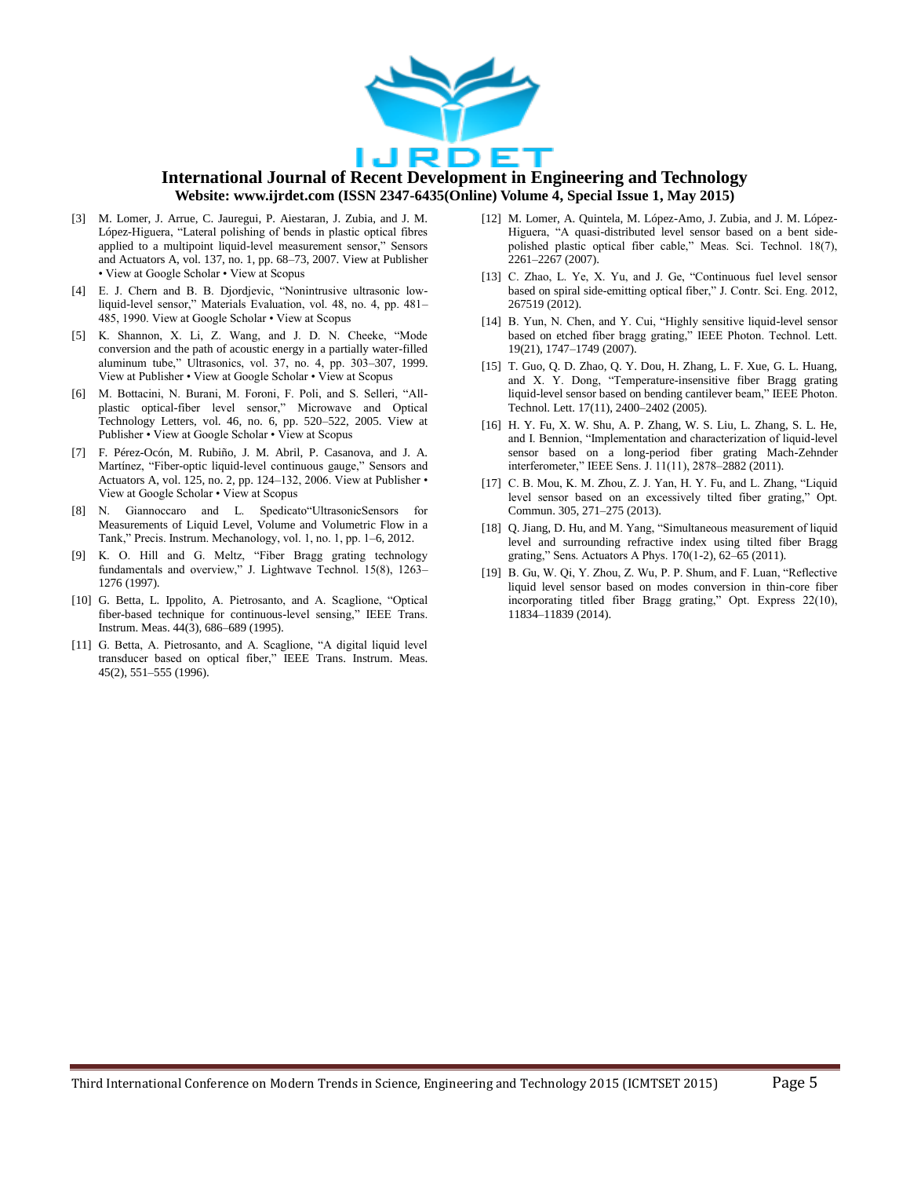[3] M. Lomer, J. Arrue, C. Jauregui, P. Aiestaran, J. Zubia, and J. M. López-Higuera, "Lateral polishing of bends in plastic optical fibres applied to a multipoint liquid-level measurement sensor," Sensors and Actuators A, vol. 137, no. 1, pp. 68–73, 2007. View at Publisher • View at Google Scholar • View at Scopus

[4] E. J. Chern and B. B. Djordjevic, "Nonintrusive ultrasonic low-liquid-level sensor," Materials Evaluation, vol. 48, no. 4, pp. 481–485, 1990. View at Google Scholar • View at Scopus

[5] K. Shannon, X. Li, Z. Wang, and J. D. N. Cheeke, "Mode conversion and the path of acoustic energy in a partially water-filled aluminum tube," Ultrasonics, vol. 37, no. 4, pp. 303–307, 1999. View at Publisher • View at Google Scholar • View at Scopus

[6] M. Bottacini, N. Burani, M. Foroni, F. Poli, and S. Selleri, "All-plastic optical-fiber level sensor," Microwave and Optical Technology Letters, vol. 46, no. 6, pp. 520–522, 2005. View at Publisher • View at Google Scholar • View at Scopus

[7] F. Pérez-Ocón, M. Rubiño, J. M. Abril, P. Casanova, and J. A. Martínez, "Fiber-optic liquid-level continuous gauge," Sensors and Actuators A, vol. 125, no. 2, pp. 124–132, 2006. View at Publisher • View at Google Scholar • View at Scopus

[8] N. Giannoccaro and L. Spedicato"UltrasonicSensors for Measurements of Liquid Level, Volume and Volumetric Flow in a Tank," Precis. Instrum. Mechanology, vol. 1, no. 1, pp. 1–6, 2012.

[9] K. O. Hill and G. Meltz, "Fiber Bragg grating technology fundamentals and overview," J. Lightwave Technol. 15(8), 1263–1276 (1997).

[10] G. Betta, L. Ippolito, A. Pietrosanto, and A. Scaglione, "Optical fiber-based technique for continuous-level sensing," IEEE Trans. Instrum. Meas. 44(3), 686–689 (1995).

[11] G. Betta, A. Pietrosanto, and A. Scaglione, "A digital liquid level transducer based on optical fiber," IEEE Trans. Instrum. Meas. 45(2), 551–555 (1996).

[12] M. Lomer, A. Quintela, M. López-Amo, J. Zubia, and J. M. López-Higuera, "A quasi-distributed level sensor based on a bent side-polished plastic optical fiber cable," Meas. Sci. Technol. 18(7), 2261–2267 (2007).

[13] C. Zhao, L. Ye, X. Yu, and J. Ge, "Continuous fuel level sensor based on spiral side-emitting optical fiber," J. Contr. Sci. Eng. 2012, 267519 (2012).

[14] B. Yun, N. Chen, and Y. Cui, "Highly sensitive liquid-level sensor based on etched fiber bragg grating," IEEE Photon. Technol. Lett. 19(21), 1747–1749 (2007).

[15] T. Guo, Q. D. Zhao, Q. Y. Dou, H. Zhang, L. F. Xue, G. L. Huang, and X. Y. Dong, "Temperature-insensitive fiber Bragg grating liquid-level sensor based on bending cantilever beam," IEEE Photon. Technol. Lett. 17(11), 2400–2402 (2005).

[16] H. Y. Fu, X. W. Shu, A. P. Zhang, W. S. Liu, L. Zhang, S. L. He, and I. Bennion, "Implementation and characterization of liquid-level sensor based on a long-period fiber grating Mach-Zehnder interferometer," IEEE Sens. J. 11(11), 2878–2882 (2011).

[17] C. B. Mou, K. M. Zhou, Z. J. Yan, H. Y. Fu, and L. Zhang, "Liquid level sensor based on an excessively tilted fiber grating," Opt. Commun. 305, 271–275 (2013).

[18] Q. Jiang, D. Hu, and M. Yang, "Simultaneous measurement of liquid level and surrounding refractive index using tilted fiber Bragg grating," Sens. Actuators A Phys. 170(1-2), 62–65 (2011).

[19] B. Gu, W. Qi, Y. Zhou, Z. Wu, P. P. Shum, and F. Luan, "Reflective liquid level sensor based on modes conversion in thin-core fiber incorporating titled fiber Bragg grating," Opt. Express 22(10), 11834–11839 (2014).